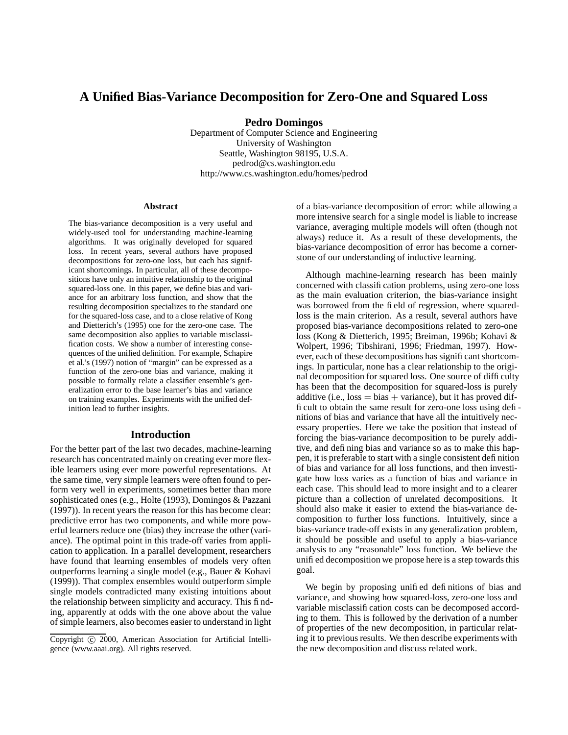# A Unified Bias-Variance Decomposition for Zero-One and Squared Loss

**Pedro Domingos**
Department of Computer Science and Engineering
University of Washington
Seattle, Washington 98195, U.S.A.
pedrod@cs.washington.edu
http://www.cs.washington.edu/homes/pedrod

### Abstract

The bias-variance decomposition is a very useful and widely-used tool for understanding machine-learning algorithms. It was originally developed for squared loss. In recent years, several authors have proposed decompositions for zero-one loss, but each has significant shortcomings. In particular, all of these decompositions have only an intuitive relationship to the original squared-loss one. In this paper, we define bias and variance for an arbitrary loss function, and show that the resulting decomposition specializes to the standard one for the squared-loss case, and to a close relative of Kong and Dietterich's (1995) one for the zero-one case. The same decomposition also applies to variable misclassification costs. We show a number of interesting consequences of the unified definition. For example, Schapire et al.'s (1997) notion of "margin" can be expressed as a function of the zero-one bias and variance, making it possible to formally relate a classifier ensemble's generalization error to the base learner's bias and variance on training examples. Experiments with the unified definition lead to further insights.

## Introduction

For the better part of the last two decades, machine-learning research has concentrated mainly on creating ever more flexible learners using ever more powerful representations. At the same time, very simple learners were often found to perform very well in experiments, sometimes better than more sophisticated ones (e.g., Holte (1993), Domingos & Pazzani (1997)). In recent years the reason for this has become clear: predictive error has two components, and while more powerful learners reduce one (bias) they increase the other (variance). The optimal point in this trade-off varies from application to application. In a parallel development, researchers have found that learning ensembles of models very often outperforms learning a single model (e.g., Bauer & Kohavi (1999)). That complex ensembles would outperform simple single models contradicted many existing intuitions about the relationship between simplicity and accuracy. This finding, apparently at odds with the one above about the value of simple learners, also becomes easier to understand in light of a bias-variance decomposition of error: while allowing a more intensive search for a single model is liable to increase variance, averaging multiple models will often (though not always) reduce it. As a result of these developments, the bias-variance decomposition of error has become a cornerstone of our understanding of inductive learning.

Although machine-learning research has been mainly concerned with classification problems, using zero-one loss as the main evaluation criterion, the bias-variance insight was borrowed from the field of regression, where squared-loss is the main criterion. As a result, several authors have proposed bias-variance decompositions related to zero-one loss (Kong & Dietterich, 1995; Breiman, 1996b; Kohavi & Wolpert, 1996; Tibshirani, 1996; Friedman, 1997). However, each of these decompositions has significant shortcomings. In particular, none has a clear relationship to the original decomposition for squared loss. One source of difficulty has been that the decomposition for squared-loss is purely additive (i.e., loss $=$ bias $+$ variance), but it has proved difficult to obtain the same result for zero-one loss using definitions of bias and variance that have all the intuitively necessary properties. Here we take the position that instead of forcing the bias-variance decomposition to be purely additive, and defining bias and variance so as to make this happen, it is preferable to start with a single consistent definition of bias and variance for all loss functions, and then investigate how loss varies as a function of bias and variance in each case. This should lead to more insight and to a clearer picture than a collection of unrelated decompositions. It should also make it easier to extend the bias-variance decomposition to further loss functions. Intuitively, since a bias-variance trade-off exists in any generalization problem, it should be possible and useful to apply a bias-variance analysis to any "reasonable" loss function. We believe the unified decomposition we propose here is a step towards this goal.

We begin by proposing unified definitions of bias and variance, and showing how squared-loss, zero-one loss and variable misclassification costs can be decomposed according to them. This is followed by the derivation of a number of properties of the new decomposition, in particular relating it to previous results. We then describe experiments with the new decomposition and discuss related work.

Copyright © 2000, American Association for Artificial Intelligence (www.aaai.org). All rights reserved.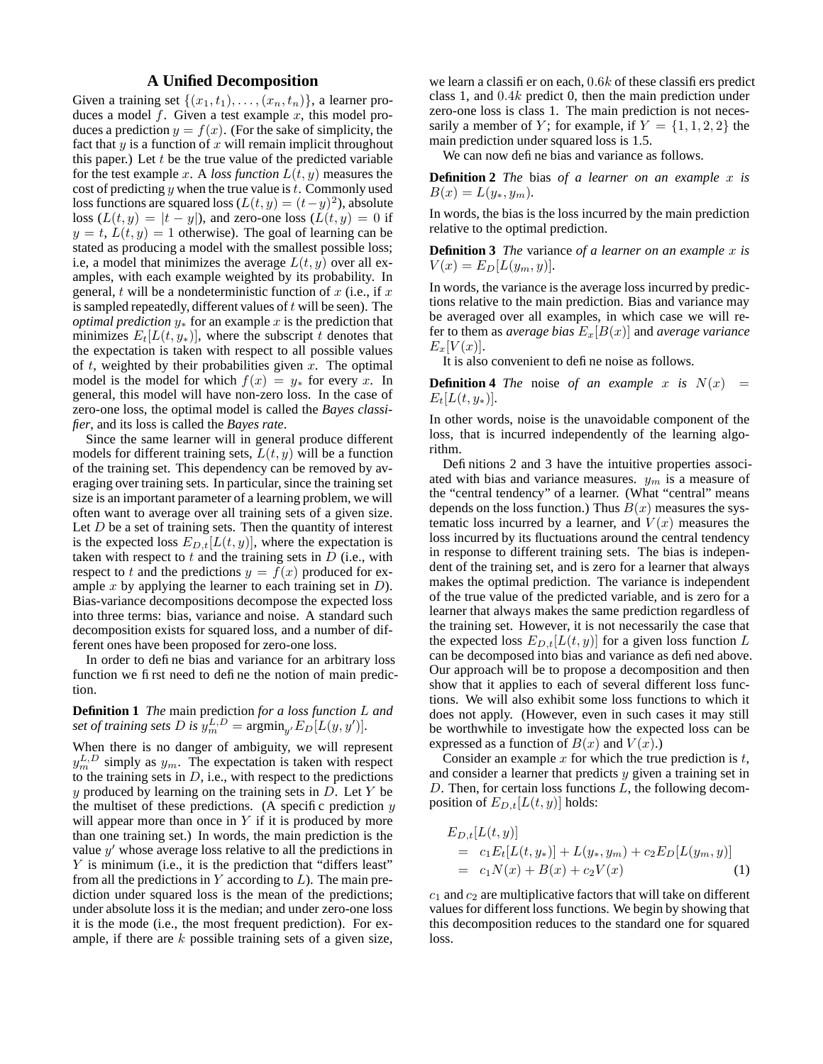## A Unified Decomposition

Given a training set $\{(x_1, t_1), \ldots, (x_n, t_n)\}$, a learner produces a model $f$. Given a test example $x$, this model produces a prediction $y = f(x)$. (For the sake of simplicity, the fact that $y$ is a function of $x$ will remain implicit throughout this paper.) Let $t$ be the true value of the predicted variable for the test example $x$. A *loss function* $L(t, y)$ measures the cost of predicting $y$ when the true value is $t$. Commonly used loss functions are squared loss ($L(t, y) = (t-y)^2$), absolute loss ($L(t, y) = |t - y|$), and zero-one loss ($L(t, y) = 0$ if $y = t$, $L(t, y) = 1$ otherwise). The goal of learning can be stated as producing a model with the smallest possible loss; i.e, a model that minimizes the average $L(t, y)$ over all examples, with each example weighted by its probability. In general, $t$ will be a nondeterministic function of $x$ (i.e., if $x$ is sampled repeatedly, different values of $t$ will be seen). The *optimal prediction* $y_*$ for an example $x$ is the prediction that minimizes $E_t[L(t, y_*)]$, where the subscript $t$ denotes that the expectation is taken with respect to all possible values of $t$, weighted by their probabilities given $x$. The optimal model is the model for which $f(x) = y_*$ for every $x$. In general, this model will have non-zero loss. In the case of zero-one loss, the optimal model is called the *Bayes classifier*, and its loss is called the *Bayes rate*.

Since the same learner will in general produce different models for different training sets, $L(t, y)$ will be a function of the training set. This dependency can be removed by averaging over training sets. In particular, since the training set size is an important parameter of a learning problem, we will often want to average over all training sets of a given size. Let $D$ be a set of training sets. Then the quantity of interest is the expected loss $E_{D,t}[L(t, y)]$, where the expectation is taken with respect to $t$ and the training sets in $D$ (i.e., with respect to $t$ and the predictions $y = f(x)$ produced for example $x$ by applying the learner to each training set in $D$). Bias-variance decompositions decompose the expected loss into three terms: bias, variance and noise. A standard such decomposition exists for squared loss, and a number of different ones have been proposed for zero-one loss.

In order to define bias and variance for an arbitrary loss function we first need to define the notion of main prediction.

**Definition 1** *The* main prediction *for a loss function $L$ and set of training sets $D$ is $y_m^{L,D} = \text{argmin}_{y'} E_D[L(y, y')]$.*

When there is no danger of ambiguity, we will represent $y_m^{L,D}$ simply as $y_m$. The expectation is taken with respect to the training sets in $D$, i.e., with respect to the predictions $y$ produced by learning on the training sets in $D$. Let $Y$ be the multiset of these predictions. (A specific prediction $y$ will appear more than once in $Y$ if it is produced by more than one training set.) In words, the main prediction is the value $y'$ whose average loss relative to all the predictions in $Y$ is minimum (i.e., it is the prediction that "differs least" from all the predictions in $Y$ according to $L$). The main prediction under squared loss is the mean of the predictions; under absolute loss it is the median; and under zero-one loss it is the mode (i.e., the most frequent prediction). For example, if there are $k$ possible training sets of a given size, we learn a classifier on each, $0.6k$ of these classifiers predict class 1, and $0.4k$ predict 0, then the main prediction under zero-one loss is class 1. The main prediction is not necessarily a member of $Y$; for example, if $Y = \{1, 1, 2, 2\}$ the main prediction under squared loss is 1.5.

We can now define bias and variance as follows.

**Definition 2** *The* bias *of a learner on an example $x$ is $B(x) = L(y_*, y_m)$.*

In words, the bias is the loss incurred by the main prediction relative to the optimal prediction.

**Definition 3** *The* variance *of a learner on an example $x$ is $V(x) = E_D[L(y_m, y)]$.*

In words, the variance is the average loss incurred by predictions relative to the main prediction. Bias and variance may be averaged over all examples, in which case we will refer to them as *average bias* $E_x[B(x)]$ and *average variance* $E_x[V(x)]$.

It is also convenient to define noise as follows.

**Definition 4** *The* noise *of an example $x$ is $N(x) = E_t[L(t, y_*)]$.*

In other words, noise is the unavoidable component of the loss, that is incurred independently of the learning algorithm.

Definitions 2 and 3 have the intuitive properties associated with bias and variance measures. $y_m$ is a measure of the "central tendency" of a learner. (What "central" means depends on the loss function.) Thus $B(x)$ measures the systematic loss incurred by a learner, and $V(x)$ measures the loss incurred by its fluctuations around the central tendency in response to different training sets. The bias is independent of the training set, and is zero for a learner that always makes the optimal prediction. The variance is independent of the true value of the predicted variable, and is zero for a learner that always makes the same prediction regardless of the training set. However, it is not necessarily the case that the expected loss $E_{D,t}[L(t, y)]$ for a given loss function $L$ can be decomposed into bias and variance as defined above. Our approach will be to propose a decomposition and then show that it applies to each of several different loss functions. We will also exhibit some loss functions to which it does not apply. (However, even in such cases it may still be worthwhile to investigate how the expected loss can be expressed as a function of $B(x)$ and $V(x)$.)

Consider an example $x$ for which the true prediction is $t$, and consider a learner that predicts $y$ given a training set in $D$. Then, for certain loss functions $L$, the following decomposition of $E_{D,t}[L(t, y)]$ holds:

$$
\begin{aligned}
& E_{D,t}[L(t, y)] \\
&= c_1 E_t[L(t, y_*)] + L(y_*, y_m) + c_2 E_D[L(y_m, y)] \\
&= c_1 N(x) + B(x) + c_2 V(x) \qquad (1)
\end{aligned}
$$

$c_1$ and $c_2$ are multiplicative factors that will take on different values for different loss functions. We begin by showing that this decomposition reduces to the standard one for squared loss.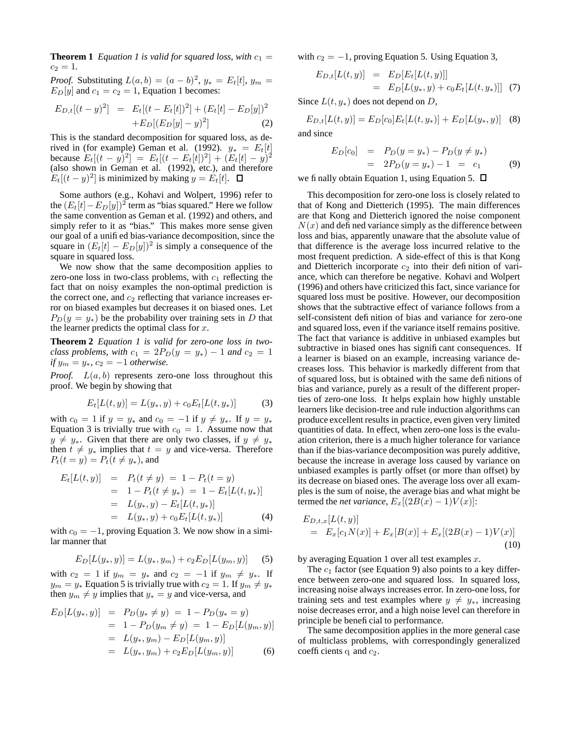**Theorem 1** *Equation 1 is valid for squared loss, with $c_1 = c_2 = 1$.*

*Proof.* Substituting $L(a, b) = (a - b)^2$, $y_* = E_t[t]$, $y_m = E_D[y]$ and $c_1 = c_2 = 1$, Equation 1 becomes:

$$
\begin{aligned}
E_{D,t}[(t-y)^2] &= E_t[(t - E_t[t])^2] + (E_t[t] - E_D[y])^2 \\
&\quad + E_D[(E_D[y] - y)^2] \qquad (2)
\end{aligned}
$$

This is the standard decomposition for squared loss, as derived in (for example) Geman et al. (1992). $y_* = E_t[t]$ because $E_t[(t-y)^2] = E_t[(t - E_t[t])^2] + (E_t[t] - y)^2$ (also shown in Geman et al. (1992), etc.), and therefore $E_t[(t-y)^2]$ is minimized by making $y = E_t[t]$. □

Some authors (e.g., Kohavi and Wolpert, 1996) refer to the $(E_t[t] - E_D[y])^2$ term as "bias squared." Here we follow the same convention as Geman et al. (1992) and others, and simply refer to it as "bias." This makes more sense given our goal of a unified bias-variance decomposition, since the square in $(E_t[t] - E_D[y])^2$ is simply a consequence of the square in squared loss.

We now show that the same decomposition applies to zero-one loss in two-class problems, with $c_1$ reflecting the fact that on noisy examples the non-optimal prediction is the correct one, and $c_2$ reflecting that variance increases error on biased examples but decreases it on biased ones. Let $P_D(y = y_*)$ be the probability over training sets in $D$ that the learner predicts the optimal class for $x$.

**Theorem 2** *Equation 1 is valid for zero-one loss in two-class problems, with $c_1 = 2P_D(y = y_*) - 1$ and $c_2 = 1$ if $y_m = y_*$, $c_2 = -1$ otherwise.*

*Proof.* $L(a, b)$ represents zero-one loss throughout this proof. We begin by showing that

$$
E_t[L(t, y)] = L(y_*, y) + c_0 E_t[L(t, y_*)] \qquad (3)
$$

with $c_0 = 1$ if $y = y_*$ and $c_0 = -1$ if $y \neq y_*$. If $y = y_*$ Equation 3 is trivially true with $c_0 = 1$. Assume now that $y \neq y_*$. Given that there are only two classes, if $y \neq y_*$ then $t \neq y_*$ implies that $t = y$ and vice-versa. Therefore $P_t(t = y) = P_t(t \neq y_*)$, and

$$
\begin{aligned}
E_t[L(t, y)] &= P_t(t \neq y) \;=\; 1 - P_t(t = y) \\
&= 1 - P_t(t \neq y_*) \;=\; 1 - E_t[L(t, y_*)] \\
&= L(y_*, y) - E_t[L(t, y_*)] \\
&= L(y_*, y) + c_0 E_t[L(t, y_*)] \qquad (4)
\end{aligned}
$$

with $c_0 = -1$, proving Equation 3. We now show in a similar manner that

$$
E_D[L(y_*, y)] = L(y_*, y_m) + c_2 E_D[L(y_m, y)] \qquad (5)
$$

with $c_2 = 1$ if $y_m = y_*$ and $c_2 = -1$ if $y_m \neq y_*$. If $y_m = y_*$ Equation 5 is trivially true with $c_2 = 1$. If $y_m \neq y_*$ then $y_m \neq y$ implies that $y_* = y$ and vice-versa, and

$$
\begin{aligned}
E_D[L(y_*, y)] &= P_D(y_* \neq y) \;=\; 1 - P_D(y_* = y) \\
&= 1 - P_D(y_m \neq y) \;=\; 1 - E_D[L(y_m, y)] \\
&= L(y_*, y_m) - E_D[L(y_m, y)] \\
&= L(y_*, y_m) + c_2 E_D[L(y_m, y)] \qquad (6)
\end{aligned}
$$

with $c_2 = -1$, proving Equation 5. Using Equation 3,

$$
\begin{aligned}
E_{D,t}[L(t, y)] &= E_D[E_t[L(t, y)]] \\
&= E_D[L(y_*, y) + c_0 E_t[L(t, y_*)]] \qquad (7)
\end{aligned}
$$

Since $L(t, y_*)$ does not depend on $D$,

$$
E_{D,t}[L(t, y)] = E_D[c_0] E_t[L(t, y_*)] + E_D[L(y_*, y)] \qquad (8)
$$

and since

$$
\begin{aligned}
E_D[c_0] &= P_D(y = y_*) - P_D(y \neq y_*) \\
&= 2P_D(y = y_*) - 1 \;=\; c_1 \qquad (9)
\end{aligned}
$$

we finally obtain Equation 1, using Equation 5. □

This decomposition for zero-one loss is closely related to that of Kong and Dietterich (1995). The main differences are that Kong and Dietterich ignored the noise component $N(x)$ and defined variance simply as the difference between loss and bias, apparently unaware that the absolute value of that difference is the average loss incurred relative to the most frequent prediction. A side-effect of this is that Kong and Dietterich incorporate $c_2$ into their definition of variance, which can therefore be negative. Kohavi and Wolpert (1996) and others have criticized this fact, since variance for squared loss must be positive. However, our decomposition shows that the subtractive effect of variance follows from a self-consistent definition of bias and variance for zero-one and squared loss, even if the variance itself remains positive. The fact that variance is additive in unbiased examples but subtractive in biased ones has significant consequences. If a learner is biased on an example, increasing variance decreases loss. This behavior is markedly different from that of squared loss, but is obtained with the same definitions of bias and variance, purely as a result of the different properties of zero-one loss. It helps explain how highly unstable learners like decision-tree and rule induction algorithms can produce excellent results in practice, even given very limited quantities of data. In effect, when zero-one loss is the evaluation criterion, there is a much higher tolerance for variance than if the bias-variance decomposition was purely additive, because the increase in average loss caused by variance on unbiased examples is partly offset (or more than offset) by its decrease on biased ones. The average loss over all examples is the sum of noise, the average bias and what might be termed the *net variance*, $E_x[(2B(x) - 1)V(x)]$:

$$
\begin{aligned}
&E_{D,t,x}[L(t, y)] \\
&= E_x[c_1 N(x)] + E_x[B(x)] + E_x[(2B(x) - 1)V(x)] \qquad (10)
\end{aligned}
$$

by averaging Equation 1 over all test examples $x$.

The $c_1$ factor (see Equation 9) also points to a key difference between zero-one and squared loss. In squared loss, increasing noise always increases error. In zero-one loss, for training sets and test examples where $y \neq y_*$, increasing noise decreases error, and a high noise level can therefore in principle be beneficial to performance.

The same decomposition applies in the more general case of multiclass problems, with correspondingly generalized coefficients $c_1$ and $c_2$.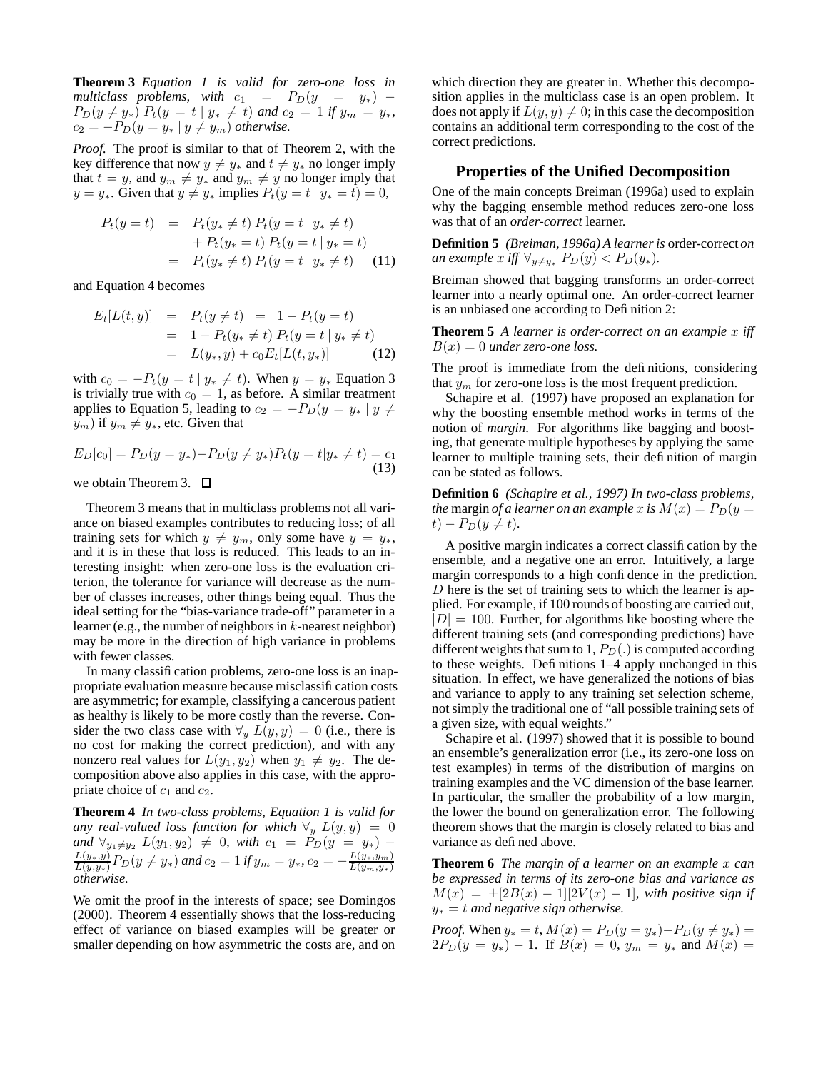**Theorem 3** *Equation 1 is valid for zero-one loss in multiclass problems, with $c_1 = P_D(y = y_*) - P_D(y \neq y_*)\, P_t(y = t \mid y_* \neq t)$ and $c_2 = 1$ if $y_m = y_*$, $c_2 = -P_D(y = y_* \mid y \neq y_m)$ otherwise.*

*Proof.* The proof is similar to that of Theorem 2, with the key difference that now $y \neq y_*$ and $t \neq y_*$ no longer imply that $t = y$, and $y_m \neq y_*$ and $y_m \neq y$ no longer imply that $y = y_*$. Given that $y \neq y_*$ implies $P_t(y = t \mid y_* = t) = 0$,

$$
\begin{aligned}
P_t(y = t) &= P_t(y_* \neq t)\, P_t(y = t \mid y_* \neq t) \\
&\quad + P_t(y_* = t)\, P_t(y = t \mid y_* = t) \\
&= P_t(y_* \neq t)\, P_t(y = t \mid y_* \neq t) \qquad (11)
\end{aligned}
$$

and Equation 4 becomes

$$
\begin{aligned}
E_t[L(t, y)] &= P_t(y \neq t) \;=\; 1 - P_t(y = t) \\
&= 1 - P_t(y_* \neq t)\, P_t(y = t \mid y_* \neq t) \\
&= L(y_*, y) + c_0 E_t[L(t, y_*)] \qquad (12)
\end{aligned}
$$

with $c_0 = -P_t(y = t \mid y_* \neq t)$. When $y = y_*$ Equation 3 is trivially true with $c_0 = 1$, as before. A similar treatment applies to Equation 5, leading to $c_2 = -P_D(y = y_* \mid y \neq y_m)$ if $y_m \neq y_*$, etc. Given that

$$
E_D[c_0] = P_D(y = y_*) - P_D(y \neq y_*) P_t(y = t \mid y_* \neq t) = c_1 \qquad (13)
$$

we obtain Theorem 3. $\square$

Theorem 3 means that in multiclass problems not all variance on biased examples contributes to reducing loss; of all training sets for which $y \neq y_m$, only some have $y = y_*$, and it is in these that loss is reduced. This leads to an interesting insight: when zero-one loss is the evaluation criterion, the tolerance for variance will decrease as the number of classes increases, other things being equal. Thus the ideal setting for the "bias-variance trade-off" parameter in a learner (e.g., the number of neighbors in $k$-nearest neighbor) may be more in the direction of high variance in problems with fewer classes.

In many classification problems, zero-one loss is an inappropriate evaluation measure because misclassification costs are asymmetric; for example, classifying a cancerous patient as healthy is likely to be more costly than the reverse. Consider the two class case with $\forall_y\, L(y, y) = 0$ (i.e., there is no cost for making the correct prediction), and with any nonzero real values for $L(y_1, y_2)$ when $y_1 \neq y_2$. The decomposition above also applies in this case, with the appropriate choice of $c_1$ and $c_2$.

**Theorem 4** *In two-class problems, Equation 1 is valid for any real-valued loss function for which $\forall_y\, L(y, y) = 0$ and $\forall_{y_1 \neq y_2}\, L(y_1, y_2) \neq 0$, with $c_1 = P_D(y = y_*) - \frac{L(y_*, y)}{L(y, y_*)} P_D(y \neq y_*)$ and $c_2 = 1$ if $y_m = y_*$, $c_2 = -\frac{L(y_*, y_m)}{L(y_m, y_*)}$ otherwise.*

We omit the proof in the interests of space; see Domingos (2000). Theorem 4 essentially shows that the loss-reducing effect of variance on biased examples will be greater or smaller depending on how asymmetric the costs are, and on which direction they are greater in. Whether this decomposition applies in the multiclass case is an open problem. It does not apply if $L(y, y) \neq 0$; in this case the decomposition contains an additional term corresponding to the cost of the correct predictions.

## Properties of the Unified Decomposition

One of the main concepts Breiman (1996a) used to explain why the bagging ensemble method reduces zero-one loss was that of an *order-correct* learner.

**Definition 5** *(Breiman, 1996a) A learner is* order-correct *on an example $x$ iff $\forall_{y \neq y_*}\, P_D(y) < P_D(y_*)$.*

Breiman showed that bagging transforms an order-correct learner into a nearly optimal one. An order-correct learner is an unbiased one according to Definition 2:

**Theorem 5** *A learner is order-correct on an example $x$ iff $B(x) = 0$ under zero-one loss.*

The proof is immediate from the definitions, considering that $y_m$ for zero-one loss is the most frequent prediction.

Schapire et al. (1997) have proposed an explanation for why the boosting ensemble method works in terms of the notion of *margin*. For algorithms like bagging and boosting, that generate multiple hypotheses by applying the same learner to multiple training sets, their definition of margin can be stated as follows.

**Definition 6** *(Schapire et al., 1997) In two-class problems, the* margin *of a learner on an example $x$ is $M(x) = P_D(y = t) - P_D(y \neq t)$.*

A positive margin indicates a correct classification by the ensemble, and a negative one an error. Intuitively, a large margin corresponds to a high confidence in the prediction. $D$ here is the set of training sets to which the learner is applied. For example, if 100 rounds of boosting are carried out, $|D| = 100$. Further, for algorithms like boosting where the different training sets (and corresponding predictions) have different weights that sum to 1, $P_D(.)$ is computed according to these weights. Definitions 1–4 apply unchanged in this situation. In effect, we have generalized the notions of bias and variance to apply to any training set selection scheme, not simply the traditional one of "all possible training sets of a given size, with equal weights."

Schapire et al. (1997) showed that it is possible to bound an ensemble's generalization error (i.e., its zero-one loss on test examples) in terms of the distribution of margins on training examples and the VC dimension of the base learner. In particular, the smaller the probability of a low margin, the lower the bound on generalization error. The following theorem shows that the margin is closely related to bias and variance as defined above.

**Theorem 6** *The margin of a learner on an example $x$ can be expressed in terms of its zero-one bias and variance as $M(x) = \pm[2B(x) - 1][2V(x) - 1]$, with positive sign if $y_* = t$ and negative sign otherwise.*

*Proof.* When $y_* = t$, $M(x) = P_D(y = y_*) - P_D(y \neq y_*) = 2P_D(y = y_*) - 1$. If $B(x) = 0$, $y_m = y_*$ and $M(x) =$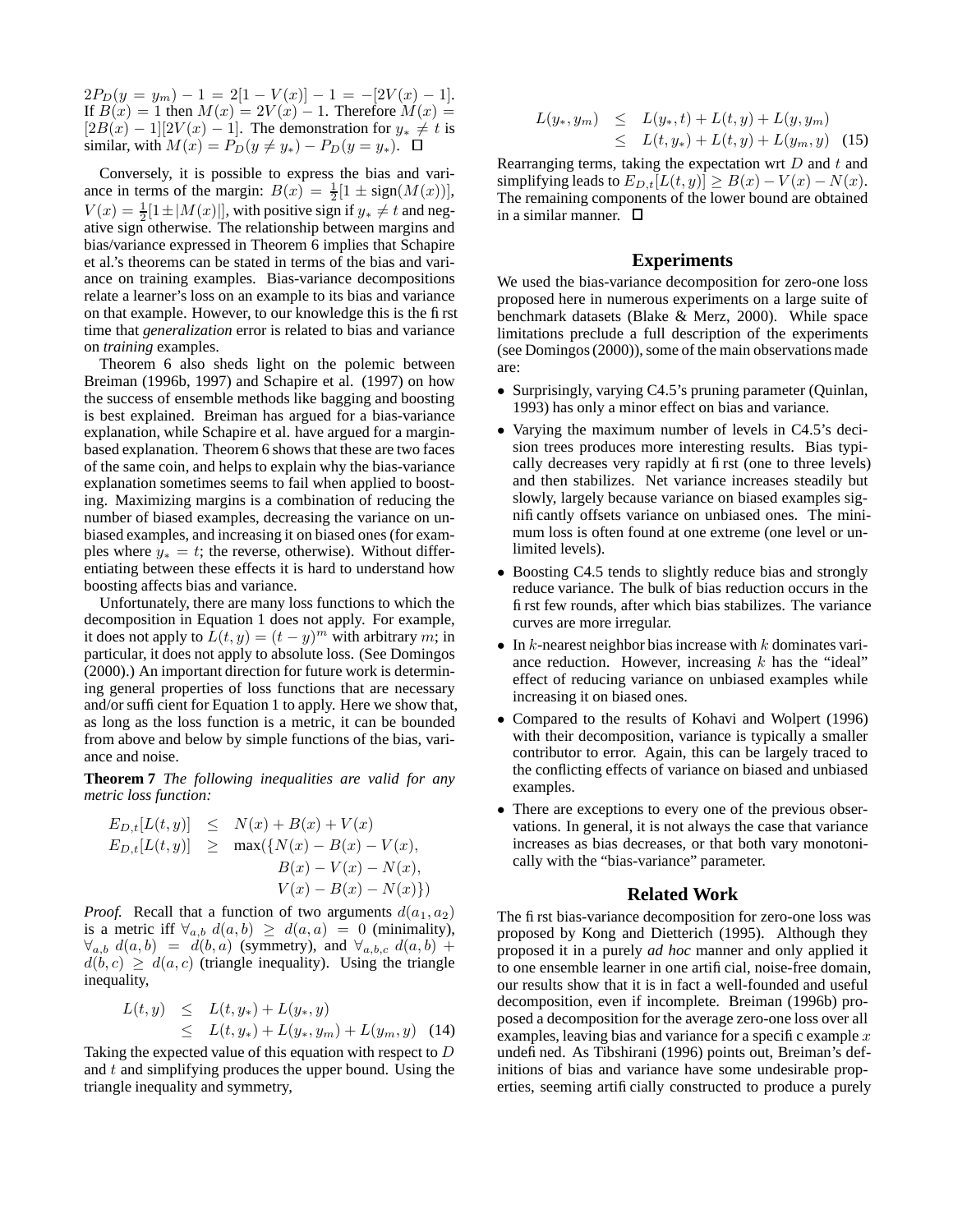$2P_D(y = y_m) - 1 = 2[1 - V(x)] - 1 = -[2V(x) - 1]$. If $B(x) = 1$ then $M(x) = 2V(x) - 1$. Therefore $M(x) = [2B(x) - 1][2V(x) - 1]$. The demonstration for $y_* \neq t$ is similar, with $M(x) = P_D(y \neq y_*) - P_D(y = y_*)$. □

Conversely, it is possible to express the bias and variance in terms of the margin: $B(x) = \frac{1}{2}[1 \pm \text{sign}(M(x))]$, $V(x) = \frac{1}{2}[1 \pm |M(x)|]$, with positive sign if $y_* \neq t$ and negative sign otherwise. The relationship between margins and bias/variance expressed in Theorem 6 implies that Schapire et al.'s theorems can be stated in terms of the bias and variance on training examples. Bias-variance decompositions relate a learner's loss on an example to its bias and variance on that example. However, to our knowledge this is the first time that *generalization* error is related to bias and variance on *training* examples.

Theorem 6 also sheds light on the polemic between Breiman (1996b, 1997) and Schapire et al. (1997) on how the success of ensemble methods like bagging and boosting is best explained. Breiman has argued for a bias-variance explanation, while Schapire et al. have argued for a margin-based explanation. Theorem 6 shows that these are two faces of the same coin, and helps to explain why the bias-variance explanation sometimes seems to fail when applied to boosting. Maximizing margins is a combination of reducing the number of biased examples, decreasing the variance on unbiased examples, and increasing it on biased ones (for examples where $y_* = t$; the reverse, otherwise). Without differentiating between these effects it is hard to understand how boosting affects bias and variance.

Unfortunately, there are many loss functions to which the decomposition in Equation 1 does not apply. For example, it does not apply to $L(t, y) = (t - y)^m$ with arbitrary $m$; in particular, it does not apply to absolute loss. (See Domingos (2000).) An important direction for future work is determining general properties of loss functions that are necessary and/or sufficient for Equation 1 to apply. Here we show that, as long as the loss function is a metric, it can be bounded from above and below by simple functions of the bias, variance and noise.

**Theorem 7** *The following inequalities are valid for any metric loss function:*

$$
\begin{aligned}
E_{D,t}[L(t, y)] &\leq N(x) + B(x) + V(x) \\
E_{D,t}[L(t, y)] &\geq \max(\{N(x) - B(x) - V(x), \\
&\qquad B(x) - V(x) - N(x), \\
&\qquad V(x) - B(x) - N(x)\})
\end{aligned}
$$

*Proof.* Recall that a function of two arguments $d(a_1, a_2)$ is a metric iff $\forall_{a,b}\ d(a, b) \geq d(a, a) = 0$ (minimality), $\forall_{a,b}\ d(a, b) = d(b, a)$ (symmetry), and $\forall_{a,b,c}\ d(a, b) + d(b, c) \geq d(a, c)$ (triangle inequality). Using the triangle inequality,

$$
\begin{aligned}
L(t, y) &\leq L(t, y_*) + L(y_*, y) \\
&\leq L(t, y_*) + L(y_*, y_m) + L(y_m, y) \quad (14)
\end{aligned}
$$

Taking the expected value of this equation with respect to $D$ and $t$ and simplifying produces the upper bound. Using the triangle inequality and symmetry,

$$
\begin{aligned}
L(y_*, y_m) &\leq L(y_*, t) + L(t, y) + L(y, y_m) \\
&\leq L(t, y_*) + L(t, y) + L(y_m, y) \quad (15)
\end{aligned}
$$

Rearranging terms, taking the expectation wrt $D$ and $t$ and simplifying leads to $E_{D,t}[L(t, y)] \geq B(x) - V(x) - N(x)$. The remaining components of the lower bound are obtained in a similar manner. □

## Experiments

We used the bias-variance decomposition for zero-one loss proposed here in numerous experiments on a large suite of benchmark datasets (Blake & Merz, 2000). While space limitations preclude a full description of the experiments (see Domingos (2000)), some of the main observations made are:

- Surprisingly, varying C4.5's pruning parameter (Quinlan, 1993) has only a minor effect on bias and variance.
- Varying the maximum number of levels in C4.5's decision trees produces more interesting results. Bias typically decreases very rapidly at first (one to three levels) and then stabilizes. Net variance increases steadily but slowly, largely because variance on biased examples significantly offsets variance on unbiased ones. The minimum loss is often found at one extreme (one level or unlimited levels).
- Boosting C4.5 tends to slightly reduce bias and strongly reduce variance. The bulk of bias reduction occurs in the first few rounds, after which bias stabilizes. The variance curves are more irregular.
- In $k$-nearest neighbor bias increase with $k$ dominates variance reduction. However, increasing $k$ has the "ideal" effect of reducing variance on unbiased examples while increasing it on biased ones.
- Compared to the results of Kohavi and Wolpert (1996) with their decomposition, variance is typically a smaller contributor to error. Again, this can be largely traced to the conflicting effects of variance on biased and unbiased examples.
- There are exceptions to every one of the previous observations. In general, it is not always the case that variance increases as bias decreases, or that both vary monotonically with the "bias-variance" parameter.

## Related Work

The first bias-variance decomposition for zero-one loss was proposed by Kong and Dietterich (1995). Although they proposed it in a purely *ad hoc* manner and only applied it to one ensemble learner in one artificial, noise-free domain, our results show that it is in fact a well-founded and useful decomposition, even if incomplete. Breiman (1996b) proposed a decomposition for the average zero-one loss over all examples, leaving bias and variance for a specific example $x$ undefined. As Tibshirani (1996) points out, Breiman's definitions of bias and variance have some undesirable properties, seeming artificially constructed to produce a purely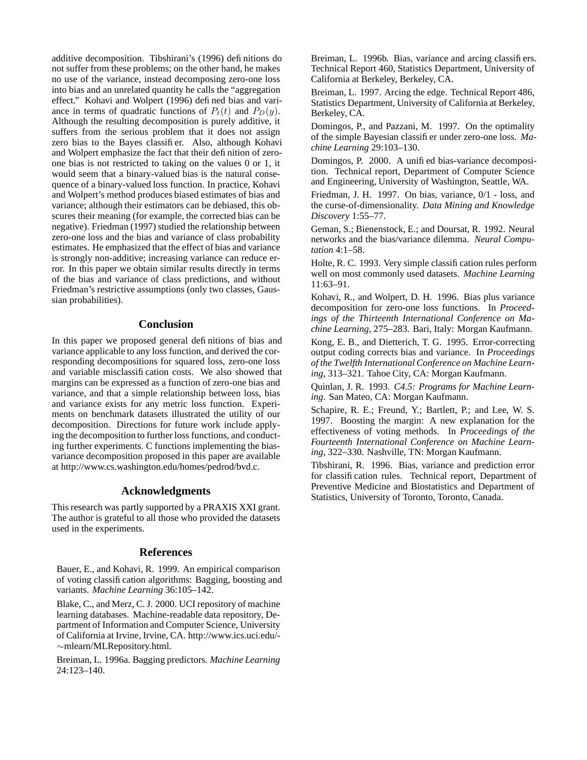additive decomposition. Tibshirani's (1996) definitions do not suffer from these problems; on the other hand, he makes no use of the variance, instead decomposing zero-one loss into bias and an unrelated quantity he calls the "aggregation effect." Kohavi and Wolpert (1996) defined bias and variance in terms of quadratic functions of $P_t(t)$ and $P_D(y)$. Although the resulting decomposition is purely additive, it suffers from the serious problem that it does not assign zero bias to the Bayes classifier. Also, although Kohavi and Wolpert emphasize the fact that their definition of zero-one bias is not restricted to taking on the values 0 or 1, it would seem that a binary-valued bias is the natural consequence of a binary-valued loss function. In practice, Kohavi and Wolpert's method produces biased estimates of bias and variance; although their estimators can be debiased, this obscures their meaning (for example, the corrected bias can be negative). Friedman (1997) studied the relationship between zero-one loss and the bias and variance of class probability estimates. He emphasized that the effect of bias and variance is strongly non-additive; increasing variance can reduce error. In this paper we obtain similar results directly in terms of the bias and variance of class predictions, and without Friedman's restrictive assumptions (only two classes, Gaussian probabilities).

## Conclusion

In this paper we proposed general definitions of bias and variance applicable to any loss function, and derived the corresponding decompositions for squared loss, zero-one loss and variable misclassification costs. We also showed that margins can be expressed as a function of zero-one bias and variance, and that a simple relationship between loss, bias and variance exists for any metric loss function. Experiments on benchmark datasets illustrated the utility of our decomposition. Directions for future work include applying the decomposition to further loss functions, and conducting further experiments. C functions implementing the bias-variance decomposition proposed in this paper are available at http://www.cs.washington.edu/homes/pedrod/bvd.c.

## Acknowledgments

This research was partly supported by a PRAXIS XXI grant. The author is grateful to all those who provided the datasets used in the experiments.

## References

Bauer, E., and Kohavi, R. 1999. An empirical comparison of voting classification algorithms: Bagging, boosting and variants. *Machine Learning* 36:105–142.

Blake, C., and Merz, C. J. 2000. UCI repository of machine learning databases. Machine-readable data repository, Department of Information and Computer Science, University of California at Irvine, Irvine, CA. http://www.ics.uci.edu/~mlearn/MLRepository.html.

Breiman, L. 1996a. Bagging predictors. *Machine Learning* 24:123–140.

Breiman, L. 1996b. Bias, variance and arcing classifiers. Technical Report 460, Statistics Department, University of California at Berkeley, Berkeley, CA.

Breiman, L. 1997. Arcing the edge. Technical Report 486, Statistics Department, University of California at Berkeley, Berkeley, CA.

Domingos, P., and Pazzani, M. 1997. On the optimality of the simple Bayesian classifier under zero-one loss. *Machine Learning* 29:103–130.

Domingos, P. 2000. A unified bias-variance decomposition. Technical report, Department of Computer Science and Engineering, University of Washington, Seattle, WA.

Friedman, J. H. 1997. On bias, variance, 0/1 - loss, and the curse-of-dimensionality. *Data Mining and Knowledge Discovery* 1:55–77.

Geman, S.; Bienenstock, E.; and Doursat, R. 1992. Neural networks and the bias/variance dilemma. *Neural Computation* 4:1–58.

Holte, R. C. 1993. Very simple classification rules perform well on most commonly used datasets. *Machine Learning* 11:63–91.

Kohavi, R., and Wolpert, D. H. 1996. Bias plus variance decomposition for zero-one loss functions. In *Proceedings of the Thirteenth International Conference on Machine Learning*, 275–283. Bari, Italy: Morgan Kaufmann.

Kong, E. B., and Dietterich, T. G. 1995. Error-correcting output coding corrects bias and variance. In *Proceedings of the Twelfth International Conference on Machine Learning*, 313–321. Tahoe City, CA: Morgan Kaufmann.

Quinlan, J. R. 1993. *C4.5: Programs for Machine Learning*. San Mateo, CA: Morgan Kaufmann.

Schapire, R. E.; Freund, Y.; Bartlett, P.; and Lee, W. S. 1997. Boosting the margin: A new explanation for the effectiveness of voting methods. In *Proceedings of the Fourteenth International Conference on Machine Learning*, 322–330. Nashville, TN: Morgan Kaufmann.

Tibshirani, R. 1996. Bias, variance and prediction error for classification rules. Technical report, Department of Preventive Medicine and Biostatistics and Department of Statistics, University of Toronto, Toronto, Canada.